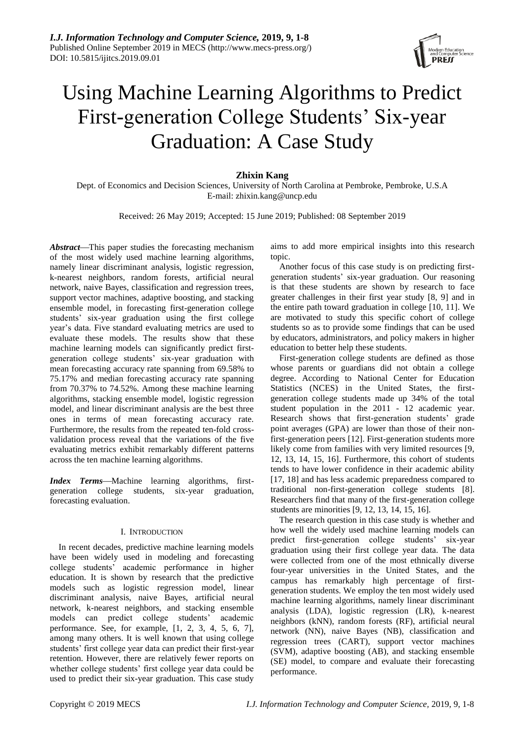# Using Machine Learning Algorithms to Predict First-generation College Students' Six-year Graduation: A Case Study

**Zhixin Kang**

Dept. of Economics and Decision Sciences, University of North Carolina at Pembroke, Pembroke, U.S.A
E-mail: zhixin.kang@uncp.edu

Received: 26 May 2019; Accepted: 15 June 2019; Published: 08 September 2019

***Abstract***—This paper studies the forecasting mechanism of the most widely used machine learning algorithms, namely linear discriminant analysis, logistic regression, k-nearest neighbors, random forests, artificial neural network, naive Bayes, classification and regression trees, support vector machines, adaptive boosting, and stacking ensemble model, in forecasting first-generation college students' six-year graduation using the first college year's data. Five standard evaluating metrics are used to evaluate these models. The results show that these machine learning models can significantly predict first-generation college students' six-year graduation with mean forecasting accuracy rate spanning from 69.58% to 75.17% and median forecasting accuracy rate spanning from 70.37% to 74.52%. Among these machine learning algorithms, stacking ensemble model, logistic regression model, and linear discriminant analysis are the best three ones in terms of mean forecasting accuracy rate. Furthermore, the results from the repeated ten-fold cross-validation process reveal that the variations of the five evaluating metrics exhibit remarkably different patterns across the ten machine learning algorithms.

***Index Terms***—Machine learning algorithms, first-generation college students, six-year graduation, forecasting evaluation.

## I. Introduction

In recent decades, predictive machine learning models have been widely used in modeling and forecasting college students' academic performance in higher education. It is shown by research that the predictive models such as logistic regression model, linear discriminant analysis, naive Bayes, artificial neural network, k-nearest neighbors, and stacking ensemble models can predict college students' academic performance. See, for example, [1, 2, 3, 4, 5, 6, 7], among many others. It is well known that using college students' first college year data can predict their first-year retention. However, there are relatively fewer reports on whether college students' first college year data could be used to predict their six-year graduation. This case study aims to add more empirical insights into this research topic.

Another focus of this case study is on predicting first-generation students' six-year graduation. Our reasoning is that these students are shown by research to face greater challenges in their first year study [8, 9] and in the entire path toward graduation in college [10, 11]. We are motivated to study this specific cohort of college students so as to provide some findings that can be used by educators, administrators, and policy makers in higher education to better help these students.

First-generation college students are defined as those whose parents or guardians did not obtain a college degree. According to National Center for Education Statistics (NCES) in the United States, the first-generation college students made up 34% of the total student population in the 2011 - 12 academic year. Research shows that first-generation students' grade point averages (GPA) are lower than those of their non-first-generation peers [12]. First-generation students more likely come from families with very limited resources [9, 12, 13, 14, 15, 16]. Furthermore, this cohort of students tends to have lower confidence in their academic ability [17, 18] and has less academic preparedness compared to traditional non-first-generation college students [8]. Researchers find that many of the first-generation college students are minorities [9, 12, 13, 14, 15, 16].

The research question in this case study is whether and how well the widely used machine learning models can predict first-generation college students' six-year graduation using their first college year data. The data were collected from one of the most ethnically diverse four-year universities in the United States, and the campus has remarkably high percentage of first-generation students. We employ the ten most widely used machine learning algorithms, namely linear discriminant analysis (LDA), logistic regression (LR), k-nearest neighbors (kNN), random forests (RF), artificial neural network (NN), naive Bayes (NB), classification and regression trees (CART), support vector machines (SVM), adaptive boosting (AB), and stacking ensemble (SE) model, to compare and evaluate their forecasting performance.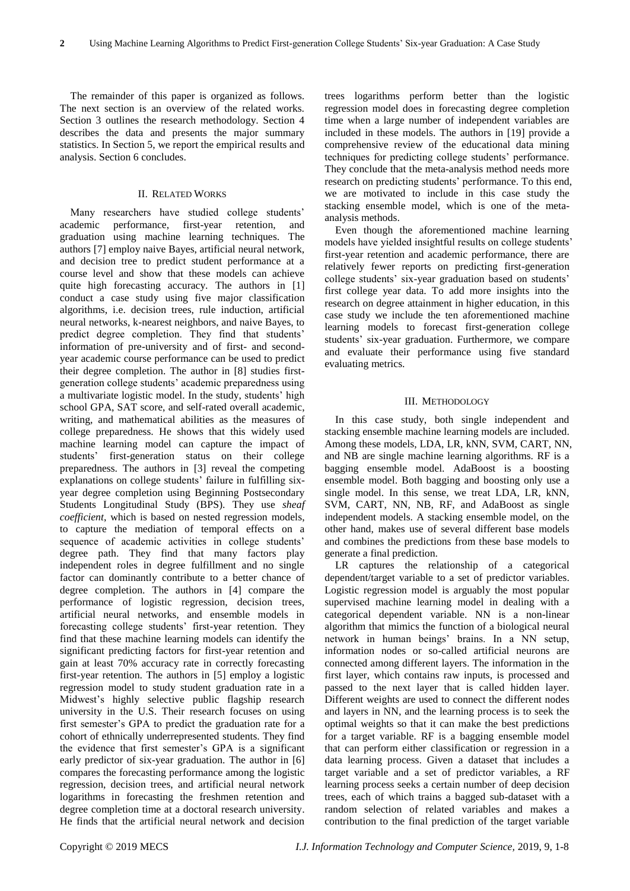The remainder of this paper is organized as follows. The next section is an overview of the related works. Section 3 outlines the research methodology. Section 4 describes the data and presents the major summary statistics. In Section 5, we report the empirical results and analysis. Section 6 concludes.

## II. Related Works

Many researchers have studied college students' academic performance, first-year retention, and graduation using machine learning techniques. The authors [7] employ naive Bayes, artificial neural network, and decision tree to predict student performance at a course level and show that these models can achieve quite high forecasting accuracy. The authors in [1] conduct a case study using five major classification algorithms, i.e. decision trees, rule induction, artificial neural networks, k-nearest neighbors, and naive Bayes, to predict degree completion. They find that students' information of pre-university and of first- and second-year academic course performance can be used to predict their degree completion. The author in [8] studies first-generation college students' academic preparedness using a multivariate logistic model. In the study, students' high school GPA, SAT score, and self-rated overall academic, writing, and mathematical abilities as the measures of college preparedness. He shows that this widely used machine learning model can capture the impact of students' first-generation status on their college preparedness. The authors in [3] reveal the competing explanations on college students' failure in fulfilling six-year degree completion using Beginning Postsecondary Students Longitudinal Study (BPS). They use *sheaf coefficient*, which is based on nested regression models, to capture the mediation of temporal effects on a sequence of academic activities in college students' degree path. They find that many factors play independent roles in degree fulfillment and no single factor can dominantly contribute to a better chance of degree completion. The authors in [4] compare the performance of logistic regression, decision trees, artificial neural networks, and ensemble models in forecasting college students' first-year retention. They find that these machine learning models can identify the significant predicting factors for first-year retention and gain at least 70% accuracy rate in correctly forecasting first-year retention. The authors in [5] employ a logistic regression model to study student graduation rate in a Midwest's highly selective public flagship research university in the U.S. Their research focuses on using first semester's GPA to predict the graduation rate for a cohort of ethnically underrepresented students. They find the evidence that first semester's GPA is a significant early predictor of six-year graduation. The author in [6] compares the forecasting performance among the logistic regression, decision trees, and artificial neural network logarithms in forecasting the freshmen retention and degree completion time at a doctoral research university. He finds that the artificial neural network and decision trees logarithms perform better than the logistic regression model does in forecasting degree completion time when a large number of independent variables are included in these models. The authors in [19] provide a comprehensive review of the educational data mining techniques for predicting college students' performance. They conclude that the meta-analysis method needs more research on predicting students' performance. To this end, we are motivated to include in this case study the stacking ensemble model, which is one of the meta-analysis methods.

Even though the aforementioned machine learning models have yielded insightful results on college students' first-year retention and academic performance, there are relatively fewer reports on predicting first-generation college students' six-year graduation based on students' first college year data. To add more insights into the research on degree attainment in higher education, in this case study we include the ten aforementioned machine learning models to forecast first-generation college students' six-year graduation. Furthermore, we compare and evaluate their performance using five standard evaluating metrics.

## III. Methodology

In this case study, both single independent and stacking ensemble machine learning models are included. Among these models, LDA, LR, kNN, SVM, CART, NN, and NB are single machine learning algorithms. RF is a bagging ensemble model. AdaBoost is a boosting ensemble model. Both bagging and boosting only use a single model. In this sense, we treat LDA, LR, kNN, SVM, CART, NN, NB, RF, and AdaBoost as single independent models. A stacking ensemble model, on the other hand, makes use of several different base models and combines the predictions from these base models to generate a final prediction.

LR captures the relationship of a categorical dependent/target variable to a set of predictor variables. Logistic regression model is arguably the most popular supervised machine learning model in dealing with a categorical dependent variable. NN is a non-linear algorithm that mimics the function of a biological neural network in human beings' brains. In a NN setup, information nodes or so-called artificial neurons are connected among different layers. The information in the first layer, which contains raw inputs, is processed and passed to the next layer that is called hidden layer. Different weights are used to connect the different nodes and layers in NN, and the learning process is to seek the optimal weights so that it can make the best predictions for a target variable. RF is a bagging ensemble model that can perform either classification or regression in a data learning process. Given a dataset that includes a target variable and a set of predictor variables, a RF learning process seeks a certain number of deep decision trees, each of which trains a bagged sub-dataset with a random selection of related variables and makes a contribution to the final prediction of the target variable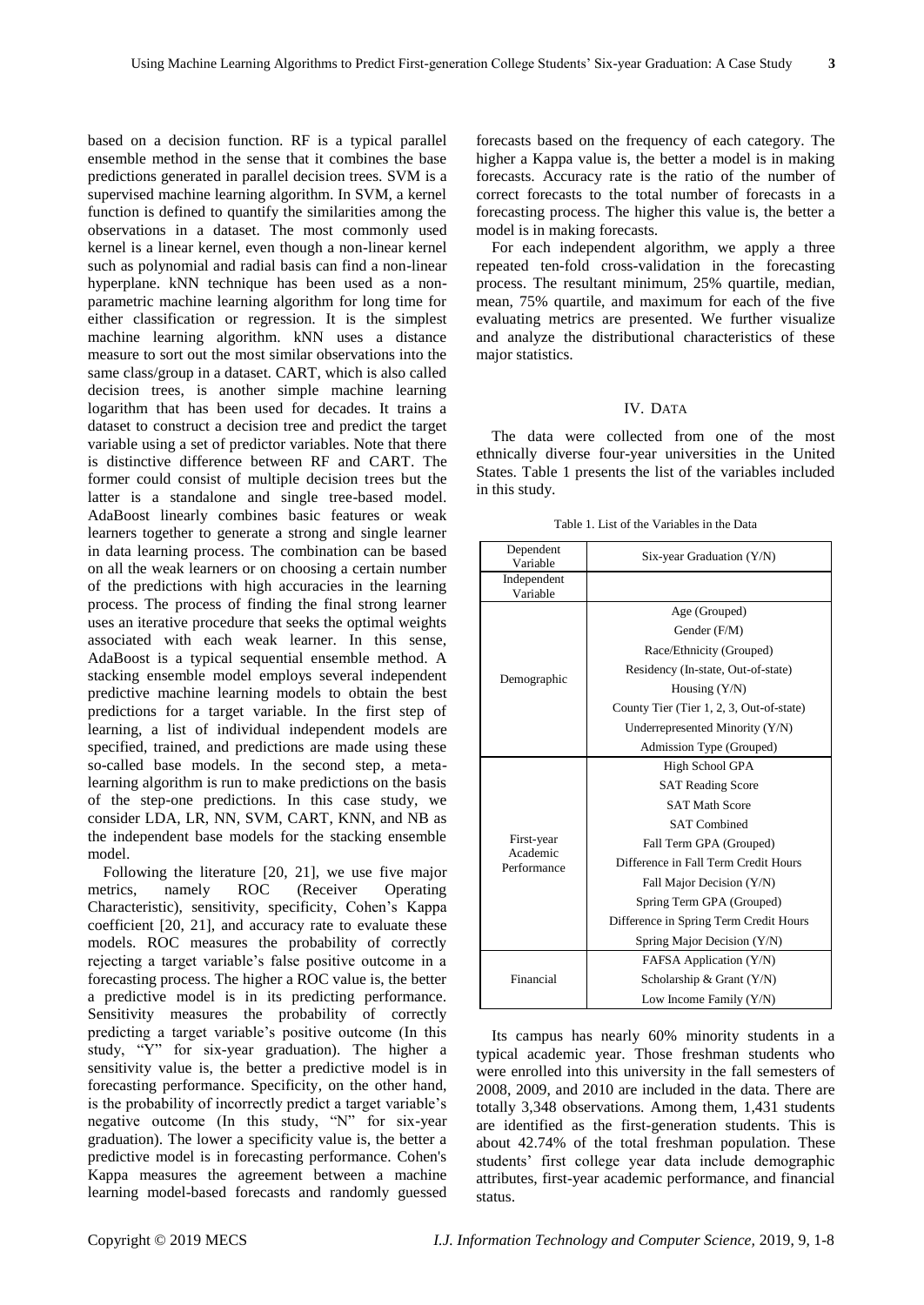based on a decision function. RF is a typical parallel ensemble method in the sense that it combines the base predictions generated in parallel decision trees. SVM is a supervised machine learning algorithm. In SVM, a kernel function is defined to quantify the similarities among the observations in a dataset. The most commonly used kernel is a linear kernel, even though a non-linear kernel such as polynomial and radial basis can find a non-linear hyperplane. kNN technique has been used as a non-parametric machine learning algorithm for long time for either classification or regression. It is the simplest machine learning algorithm. kNN uses a distance measure to sort out the most similar observations into the same class/group in a dataset. CART, which is also called decision trees, is another simple machine learning logarithm that has been used for decades. It trains a dataset to construct a decision tree and predict the target variable using a set of predictor variables. Note that there is distinctive difference between RF and CART. The former could consist of multiple decision trees but the latter is a standalone and single tree-based model. AdaBoost linearly combines basic features or weak learners together to generate a strong and single learner in data learning process. The combination can be based on all the weak learners or on choosing a certain number of the predictions with high accuracies in the learning process. The process of finding the final strong learner uses an iterative procedure that seeks the optimal weights associated with each weak learner. In this sense, AdaBoost is a typical sequential ensemble method. A stacking ensemble model employs several independent predictive machine learning models to obtain the best predictions for a target variable. In the first step of learning, a list of individual independent models are specified, trained, and predictions are made using these so-called base models. In the second step, a meta-learning algorithm is run to make predictions on the basis of the step-one predictions. In this case study, we consider LDA, LR, NN, SVM, CART, KNN, and NB as the independent base models for the stacking ensemble model.

Following the literature [20, 21], we use five major metrics, namely ROC (Receiver Operating Characteristic), sensitivity, specificity, Cohen's Kappa coefficient [20, 21], and accuracy rate to evaluate these models. ROC measures the probability of correctly rejecting a target variable's false positive outcome in a forecasting process. The higher a ROC value is, the better a predictive model is in its predicting performance. Sensitivity measures the probability of correctly predicting a target variable's positive outcome (In this study, "Y" for six-year graduation). The higher a sensitivity value is, the better a predictive model is in forecasting performance. Specificity, on the other hand, is the probability of incorrectly predict a target variable's negative outcome (In this study, "N" for six-year graduation). The lower a specificity value is, the better a predictive model is in forecasting performance. Cohen's Kappa measures the agreement between a machine learning model-based forecasts and randomly guessed forecasts based on the frequency of each category. The higher a Kappa value is, the better a model is in making forecasts. Accuracy rate is the ratio of the number of correct forecasts to the total number of forecasts in a forecasting process. The higher this value is, the better a model is in making forecasts.

For each independent algorithm, we apply a three repeated ten-fold cross-validation in the forecasting process. The resultant minimum, 25% quartile, median, mean, 75% quartile, and maximum for each of the five evaluating metrics are presented. We further visualize and analyze the distributional characteristics of these major statistics.

## IV. Data

The data were collected from one of the most ethnically diverse four-year universities in the United States. Table 1 presents the list of the variables included in this study.

Table 1. List of the Variables in the Data

| Dependent Variable | Six-year Graduation (Y/N) |
|---|---|
| Independent Variable | |
| Demographic | Age (Grouped) |
| | Gender (F/M) |
| | Race/Ethnicity (Grouped) |
| | Residency (In-state, Out-of-state) |
| | Housing (Y/N) |
| | County Tier (Tier 1, 2, 3, Out-of-state) |
| | Underrepresented Minority (Y/N) |
| | Admission Type (Grouped) |
| First-year Academic Performance | High School GPA |
| | SAT Reading Score |
| | SAT Math Score |
| | SAT Combined |
| | Fall Term GPA (Grouped) |
| | Difference in Fall Term Credit Hours |
| | Fall Major Decision (Y/N) |
| | Spring Term GPA (Grouped) |
| | Difference in Spring Term Credit Hours |
| | Spring Major Decision (Y/N) |
| Financial | FAFSA Application (Y/N) |
| | Scholarship & Grant (Y/N) |
| | Low Income Family (Y/N) |

Its campus has nearly 60% minority students in a typical academic year. Those freshman students who were enrolled into this university in the fall semesters of 2008, 2009, and 2010 are included in the data. There are totally 3,348 observations. Among them, 1,431 students are identified as the first-generation students. This is about 42.74% of the total freshman population. These students' first college year data include demographic attributes, first-year academic performance, and financial status.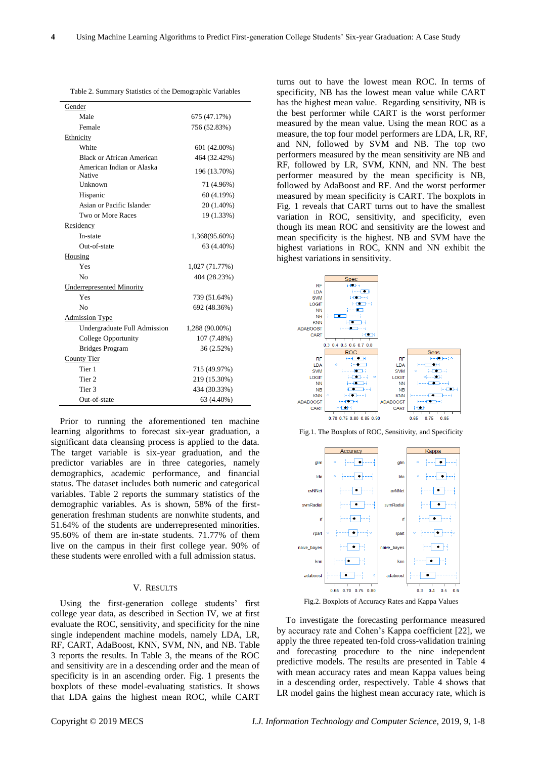Table 2. Summary Statistics of the Demographic Variables

| | |
|---|---|
| Gender | |
| Male | 675 (47.17%) |
| Female | 756 (52.83%) |
| Ethnicity | |
| White | 601 (42.00%) |
| Black or African American | 464 (32.42%) |
| American Indian or Alaska Native | 196 (13.70%) |
| Unknown | 71 (4.96%) |
| Hispanic | 60 (4.19%) |
| Asian or Pacific Islander | 20 (1.40%) |
| Two or More Races | 19 (1.33%) |
| Residency | |
| In-state | 1,368(95.60%) |
| Out-of-state | 63 (4.40%) |
| Housing | |
| Yes | 1,027 (71.77%) |
| No | 404 (28.23%) |
| Underrepresented Minority | |
| Yes | 739 (51.64%) |
| No | 692 (48.36%) |
| Admission Type | |
| Undergraduate Full Admission | 1,288 (90.00%) |
| College Opportunity | 107 (7.48%) |
| Bridges Program | 36 (2.52%) |
| County Tier | |
| Tier 1 | 715 (49.97%) |
| Tier 2 | 219 (15.30%) |
| Tier 3 | 434 (30.33%) |
| Out-of-state | 63 (4.40%) |

Prior to running the aforementioned ten machine learning algorithms to forecast six-year graduation, a significant data cleansing process is applied to the data. The target variable is six-year graduation, and the predictor variables are in three categories, namely demographics, academic performance, and financial status. The dataset includes both numeric and categorical variables. Table 2 reports the summary statistics of the demographic variables. As is shown, 58% of the first-generation freshman students are nonwhite students, and 51.64% of the students are underrepresented minorities. 95.60% of them are in-state students. 71.77% of them live on the campus in their first college year. 90% of these students were enrolled with a full admission status.

## V. Results

Using the first-generation college students' first college year data, as described in Section IV, we at first evaluate the ROC, sensitivity, and specificity for the nine single independent machine models, namely LDA, LR, RF, CART, AdaBoost, KNN, SVM, NN, and NB. Table 3 reports the results. In Table 3, the means of the ROC and sensitivity are in a descending order and the mean of specificity is in an ascending order. Fig. 1 presents the boxplots of these model-evaluating statistics. It shows that LDA gains the highest mean ROC, while CART turns out to have the lowest mean ROC. In terms of specificity, NB has the lowest mean value while CART has the highest mean value. Regarding sensitivity, NB is the best performer while CART is the worst performer measured by the mean value. Using the mean ROC as a measure, the top four model performers are LDA, LR, RF, and NN, followed by SVM and NB. The top two performers measured by the mean sensitivity are NB and RF, followed by LR, SVM, KNN, and NN. The best performer measured by the mean specificity is NB, followed by AdaBoost and RF. And the worst performer measured by mean specificity is CART. The boxplots in Fig. 1 reveals that CART turns out to have the smallest variation in ROC, sensitivity, and specificity, even though its mean ROC and sensitivity are the lowest and mean specificity is the highest. NB and SVM have the highest variations in ROC, KNN and NN exhibit the highest variations in sensitivity.

Fig.1. The Boxplots of ROC, Sensitivity, and Specificity

Fig.2. Boxplots of Accuracy Rates and Kappa Values

To investigate the forecasting performance measured by accuracy rate and Cohen's Kappa coefficient [22], we apply the three repeated ten-fold cross-validation training and forecasting procedure to the nine independent predictive models. The results are presented in Table 4 with mean accuracy rates and mean Kappa values being in a descending order, respectively. Table 4 shows that LR model gains the highest mean accuracy rate, which is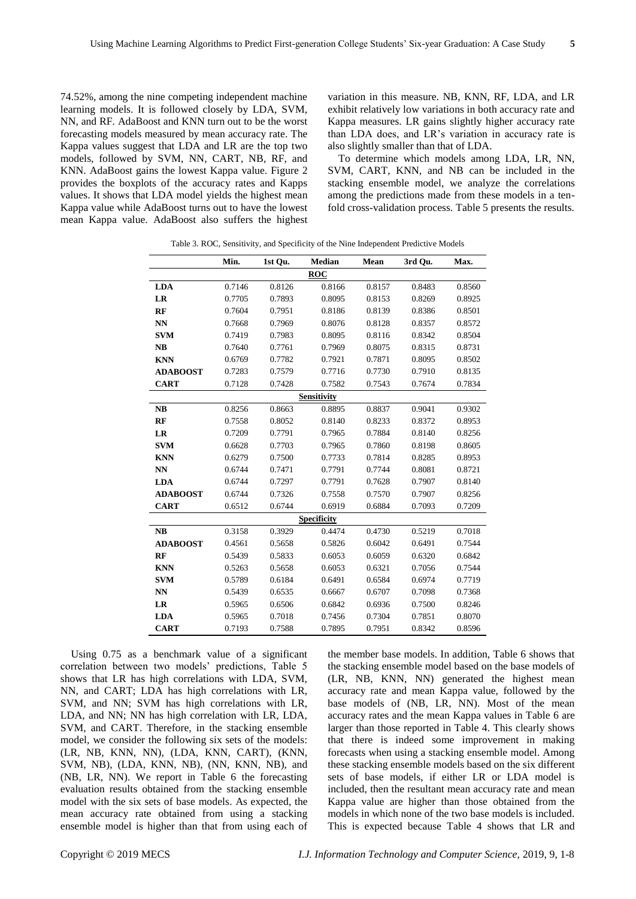74.52%, among the nine competing independent machine learning models. It is followed closely by LDA, SVM, NN, and RF. AdaBoost and KNN turn out to be the worst forecasting models measured by mean accuracy rate. The Kappa values suggest that LDA and LR are the top two models, followed by SVM, NN, CART, NB, RF, and KNN. AdaBoost gains the lowest Kappa value. Figure 2 provides the boxplots of the accuracy rates and Kapps values. It shows that LDA model yields the highest mean Kappa value while AdaBoost turns out to have the lowest mean Kappa value. AdaBoost also suffers the highest variation in this measure. NB, KNN, RF, LDA, and LR exhibit relatively low variations in both accuracy rate and Kappa measures. LR gains slightly higher accuracy rate than LDA does, and LR's variation in accuracy rate is also slightly smaller than that of LDA.

To determine which models among LDA, LR, NN, SVM, CART, KNN, and NB can be included in the stacking ensemble model, we analyze the correlations among the predictions made from these models in a ten-fold cross-validation process. Table 5 presents the results.

Table 3. ROC, Sensitivity, and Specificity of the Nine Independent Predictive Models

| | Min. | 1st Qu. | Median | Mean | 3rd Qu. | Max. |
|---|---|---|---|---|---|---|
| | | | **ROC** | | | |
| **LDA** | 0.7146 | 0.8126 | 0.8166 | 0.8157 | 0.8483 | 0.8560 |
| **LR** | 0.7705 | 0.7893 | 0.8095 | 0.8153 | 0.8269 | 0.8925 |
| **RF** | 0.7604 | 0.7951 | 0.8186 | 0.8139 | 0.8386 | 0.8501 |
| **NN** | 0.7668 | 0.7969 | 0.8076 | 0.8128 | 0.8357 | 0.8572 |
| **SVM** | 0.7419 | 0.7983 | 0.8095 | 0.8116 | 0.8342 | 0.8504 |
| **NB** | 0.7640 | 0.7761 | 0.7969 | 0.8075 | 0.8315 | 0.8731 |
| **KNN** | 0.6769 | 0.7782 | 0.7921 | 0.7871 | 0.8095 | 0.8502 |
| **ADABOOST** | 0.7283 | 0.7579 | 0.7716 | 0.7730 | 0.7910 | 0.8135 |
| **CART** | 0.7128 | 0.7428 | 0.7582 | 0.7543 | 0.7674 | 0.7834 |
| | | | **Sensitivity** | | | |
| **NB** | 0.8256 | 0.8663 | 0.8895 | 0.8837 | 0.9041 | 0.9302 |
| **RF** | 0.7558 | 0.8052 | 0.8140 | 0.8233 | 0.8372 | 0.8953 |
| **LR** | 0.7209 | 0.7791 | 0.7965 | 0.7884 | 0.8140 | 0.8256 |
| **SVM** | 0.6628 | 0.7703 | 0.7965 | 0.7860 | 0.8198 | 0.8605 |
| **KNN** | 0.6279 | 0.7500 | 0.7733 | 0.7814 | 0.8285 | 0.8953 |
| **NN** | 0.6744 | 0.7471 | 0.7791 | 0.7744 | 0.8081 | 0.8721 |
| **LDA** | 0.6744 | 0.7297 | 0.7791 | 0.7628 | 0.7907 | 0.8140 |
| **ADABOOST** | 0.6744 | 0.7326 | 0.7558 | 0.7570 | 0.7907 | 0.8256 |
| **CART** | 0.6512 | 0.6744 | 0.6919 | 0.6884 | 0.7093 | 0.7209 |
| | | | **Specificity** | | | |
| **NB** | 0.3158 | 0.3929 | 0.4474 | 0.4730 | 0.5219 | 0.7018 |
| **ADABOOST** | 0.4561 | 0.5658 | 0.5826 | 0.6042 | 0.6491 | 0.7544 |
| **RF** | 0.5439 | 0.5833 | 0.6053 | 0.6059 | 0.6320 | 0.6842 |
| **KNN** | 0.5263 | 0.5658 | 0.6053 | 0.6321 | 0.7056 | 0.7544 |
| **SVM** | 0.5789 | 0.6184 | 0.6491 | 0.6584 | 0.6974 | 0.7719 |
| **NN** | 0.5439 | 0.6535 | 0.6667 | 0.6707 | 0.7098 | 0.7368 |
| **LR** | 0.5965 | 0.6506 | 0.6842 | 0.6936 | 0.7500 | 0.8246 |
| **LDA** | 0.5965 | 0.7018 | 0.7456 | 0.7304 | 0.7851 | 0.8070 |
| **CART** | 0.7193 | 0.7588 | 0.7895 | 0.7951 | 0.8342 | 0.8596 |

Using 0.75 as a benchmark value of a significant correlation between two models' predictions, Table 5 shows that LR has high correlations with LDA, SVM, NN, and CART; LDA has high correlations with LR, SVM, and NN; SVM has high correlations with LR, LDA, and NN; NN has high correlation with LR, LDA, SVM, and CART. Therefore, in the stacking ensemble model, we consider the following six sets of the models: (LR, NB, KNN, NN), (LDA, KNN, CART), (KNN, SVM, NB), (LDA, KNN, NB), (NN, KNN, NB), and (NB, LR, NN). We report in Table 6 the forecasting evaluation results obtained from the stacking ensemble model with the six sets of base models. As expected, the mean accuracy rate obtained from using a stacking ensemble model is higher than that from using each of the member base models. In addition, Table 6 shows that the stacking ensemble model based on the base models of (LR, NB, KNN, NN) generated the highest mean accuracy rate and mean Kappa value, followed by the base models of (NB, LR, NN). Most of the mean accuracy rates and the mean Kappa values in Table 6 are larger than those reported in Table 4. This clearly shows that there is indeed some improvement in making forecasts when using a stacking ensemble model. Among these stacking ensemble models based on the six different sets of base models, if either LR or LDA model is included, then the resultant mean accuracy rate and mean Kappa value are higher than those obtained from the models in which none of the two base models is included. This is expected because Table 4 shows that LR and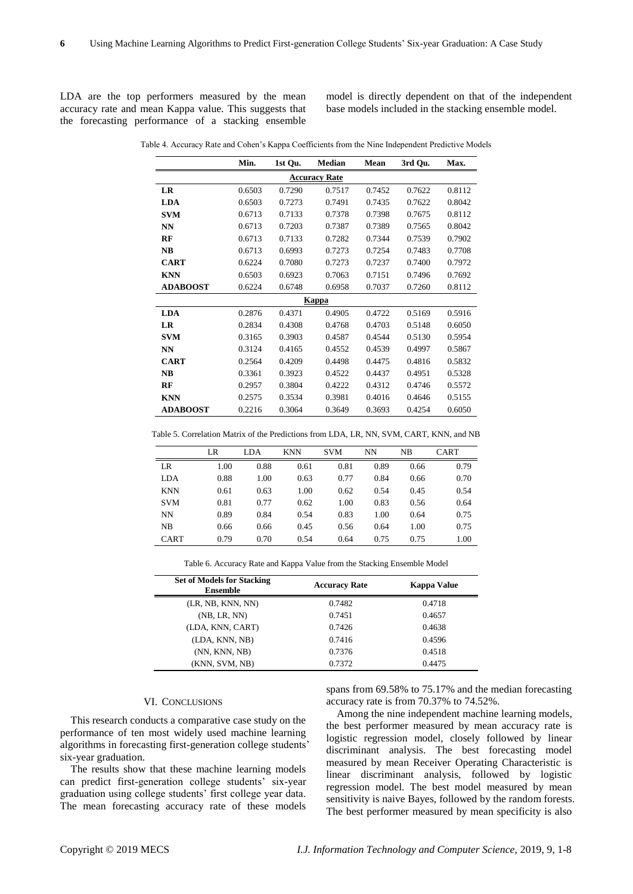LDA are the top performers measured by the mean accuracy rate and mean Kappa value. This suggests that the forecasting performance of a stacking ensemble model is directly dependent on that of the independent base models included in the stacking ensemble model.

Table 4. Accuracy Rate and Cohen's Kappa Coefficients from the Nine Independent Predictive Models

| | Min. | 1st Qu. | Median | Mean | 3rd Qu. | Max. |
|---|---|---|---|---|---|---|
| | | | **Accuracy Rate** | | | |
| **LR** | 0.6503 | 0.7290 | 0.7517 | 0.7452 | 0.7622 | 0.8112 |
| **LDA** | 0.6503 | 0.7273 | 0.7491 | 0.7435 | 0.7622 | 0.8042 |
| **SVM** | 0.6713 | 0.7133 | 0.7378 | 0.7398 | 0.7675 | 0.8112 |
| **NN** | 0.6713 | 0.7203 | 0.7387 | 0.7389 | 0.7565 | 0.8042 |
| **RF** | 0.6713 | 0.7133 | 0.7282 | 0.7344 | 0.7539 | 0.7902 |
| **NB** | 0.6713 | 0.6993 | 0.7273 | 0.7254 | 0.7483 | 0.7708 |
| **CART** | 0.6224 | 0.7080 | 0.7273 | 0.7237 | 0.7400 | 0.7972 |
| **KNN** | 0.6503 | 0.6923 | 0.7063 | 0.7151 | 0.7496 | 0.7692 |
| **ADABOOST** | 0.6224 | 0.6748 | 0.6958 | 0.7037 | 0.7260 | 0.8112 |
| | | | **Kappa** | | | |
| **LDA** | 0.2876 | 0.4371 | 0.4905 | 0.4722 | 0.5169 | 0.5916 |
| **LR** | 0.2834 | 0.4308 | 0.4768 | 0.4703 | 0.5148 | 0.6050 |
| **SVM** | 0.3165 | 0.3903 | 0.4587 | 0.4544 | 0.5130 | 0.5954 |
| **NN** | 0.3124 | 0.4165 | 0.4552 | 0.4539 | 0.4997 | 0.5867 |
| **CART** | 0.2564 | 0.4209 | 0.4498 | 0.4475 | 0.4816 | 0.5832 |
| **NB** | 0.3361 | 0.3923 | 0.4522 | 0.4437 | 0.4951 | 0.5328 |
| **RF** | 0.2957 | 0.3804 | 0.4222 | 0.4312 | 0.4746 | 0.5572 |
| **KNN** | 0.2575 | 0.3534 | 0.3981 | 0.4016 | 0.4646 | 0.5155 |
| **ADABOOST** | 0.2216 | 0.3064 | 0.3649 | 0.3693 | 0.4254 | 0.6050 |

Table 5. Correlation Matrix of the Predictions from LDA, LR, NN, SVM, CART, KNN, and NB

| | LR | LDA | KNN | SVM | NN | NB | CART |
|---|---|---|---|---|---|---|---|
| LR | 1.00 | 0.88 | 0.61 | 0.81 | 0.89 | 0.66 | 0.79 |
| LDA | 0.88 | 1.00 | 0.63 | 0.77 | 0.84 | 0.66 | 0.70 |
| KNN | 0.61 | 0.63 | 1.00 | 0.62 | 0.54 | 0.45 | 0.54 |
| SVM | 0.81 | 0.77 | 0.62 | 1.00 | 0.83 | 0.56 | 0.64 |
| NN | 0.89 | 0.84 | 0.54 | 0.83 | 1.00 | 0.64 | 0.75 |
| NB | 0.66 | 0.66 | 0.45 | 0.56 | 0.64 | 1.00 | 0.75 |
| CART | 0.79 | 0.70 | 0.54 | 0.64 | 0.75 | 0.75 | 1.00 |

Table 6. Accuracy Rate and Kappa Value from the Stacking Ensemble Model

| Set of Models for Stacking Ensemble | Accuracy Rate | Kappa Value |
|---|---|---|
| (LR, NB, KNN, NN) | 0.7482 | 0.4718 |
| (NB, LR, NN) | 0.7451 | 0.4657 |
| (LDA, KNN, CART) | 0.7426 | 0.4638 |
| (LDA, KNN, NB) | 0.7416 | 0.4596 |
| (NN, KNN, NB) | 0.7376 | 0.4518 |
| (KNN, SVM, NB) | 0.7372 | 0.4475 |

## VI. Conclusions

This research conducts a comparative case study on the performance of ten most widely used machine learning algorithms in forecasting first-generation college students' six-year graduation.

The results show that these machine learning models can predict first-generation college students' six-year graduation using college students' first college year data. The mean forecasting accuracy rate of these models spans from 69.58% to 75.17% and the median forecasting accuracy rate is from 70.37% to 74.52%.

Among the nine independent machine learning models, the best performer measured by mean accuracy rate is logistic regression model, closely followed by linear discriminant analysis. The best forecasting model measured by mean Receiver Operating Characteristic is linear discriminant analysis, followed by logistic regression model. The best model measured by mean sensitivity is naive Bayes, followed by the random forests. The best performer measured by mean specificity is also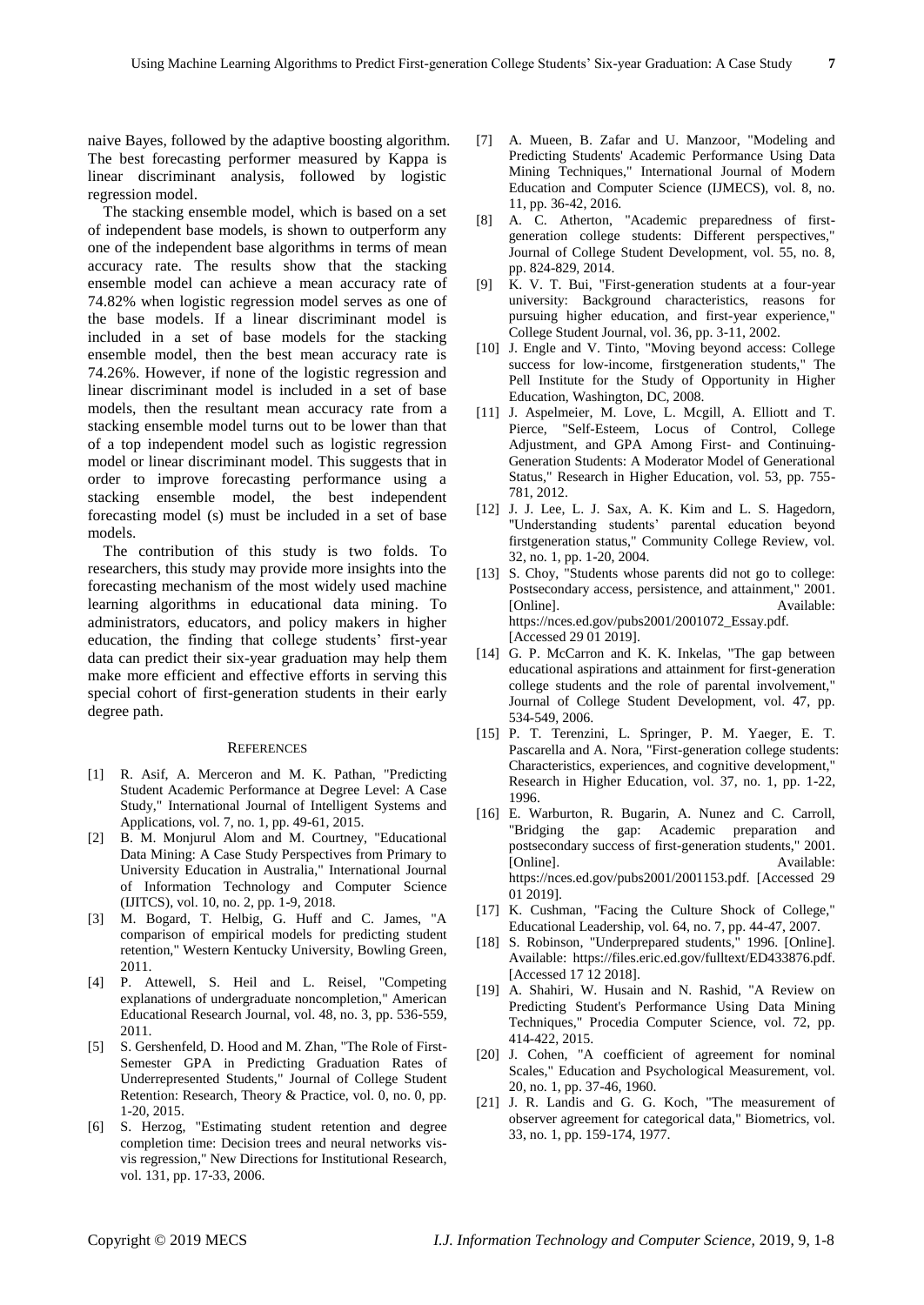naive Bayes, followed by the adaptive boosting algorithm. The best forecasting performer measured by Kappa is linear discriminant analysis, followed by logistic regression model.

The stacking ensemble model, which is based on a set of independent base models, is shown to outperform any one of the independent base algorithms in terms of mean accuracy rate. The results show that the stacking ensemble model can achieve a mean accuracy rate of 74.82% when logistic regression model serves as one of the base models. If a linear discriminant model is included in a set of base models for the stacking ensemble model, then the best mean accuracy rate is 74.26%. However, if none of the logistic regression and linear discriminant model is included in a set of base models, then the resultant mean accuracy rate from a stacking ensemble model turns out to be lower than that of a top independent model such as logistic regression model or linear discriminant model. This suggests that in order to improve forecasting performance using a stacking ensemble model, the best independent forecasting model (s) must be included in a set of base models.

The contribution of this study is two folds. To researchers, this study may provide more insights into the forecasting mechanism of the most widely used machine learning algorithms in educational data mining. To administrators, educators, and policy makers in higher education, the finding that college students' first-year data can predict their six-year graduation may help them make more efficient and effective efforts in serving this special cohort of first-generation students in their early degree path.

## References

[1] R. Asif, A. Merceron and M. K. Pathan, "Predicting Student Academic Performance at Degree Level: A Case Study," International Journal of Intelligent Systems and Applications, vol. 7, no. 1, pp. 49-61, 2015.

[2] B. M. Monjurul Alom and M. Courtney, "Educational Data Mining: A Case Study Perspectives from Primary to University Education in Australia," International Journal of Information Technology and Computer Science (IJITCS), vol. 10, no. 2, pp. 1-9, 2018.

[3] M. Bogard, T. Helbig, G. Huff and C. James, "A comparison of empirical models for predicting student retention," Western Kentucky University, Bowling Green, 2011.

[4] P. Attewell, S. Heil and L. Reisel, "Competing explanations of undergraduate noncompletion," American Educational Research Journal, vol. 48, no. 3, pp. 536-559, 2011.

[5] S. Gershenfeld, D. Hood and M. Zhan, "The Role of First-Semester GPA in Predicting Graduation Rates of Underrepresented Students," Journal of College Student Retention: Research, Theory & Practice, vol. 0, no. 0, pp. 1-20, 2015.

[6] S. Herzog, "Estimating student retention and degree completion time: Decision trees and neural networks vis-vis regression," New Directions for Institutional Research, vol. 131, pp. 17-33, 2006.

[7] A. Mueen, B. Zafar and U. Manzoor, "Modeling and Predicting Students' Academic Performance Using Data Mining Techniques," International Journal of Modern Education and Computer Science (IJMECS), vol. 8, no. 11, pp. 36-42, 2016.

[8] A. C. Atherton, "Academic preparedness of first-generation college students: Different perspectives," Journal of College Student Development, vol. 55, no. 8, pp. 824-829, 2014.

[9] K. V. T. Bui, "First-generation students at a four-year university: Background characteristics, reasons for pursuing higher education, and first-year experience," College Student Journal, vol. 36, pp. 3-11, 2002.

[10] J. Engle and V. Tinto, "Moving beyond access: College success for low-income, firstgeneration students," The Pell Institute for the Study of Opportunity in Higher Education, Washington, DC, 2008.

[11] J. Aspelmeier, M. Love, L. Mcgill, A. Elliott and T. Pierce, "Self-Esteem, Locus of Control, College Adjustment, and GPA Among First- and Continuing-Generation Students: A Moderator Model of Generational Status," Research in Higher Education, vol. 53, pp. 755-781, 2012.

[12] J. J. Lee, L. J. Sax, A. K. Kim and L. S. Hagedorn, "Understanding students' parental education beyond firstgeneration status," Community College Review, vol. 32, no. 1, pp. 1-20, 2004.

[13] S. Choy, "Students whose parents did not go to college: Postsecondary access, persistence, and attainment," 2001. [Online]. Available: https://nces.ed.gov/pubs2001/2001072_Essay.pdf. [Accessed 29 01 2019].

[14] G. P. McCarron and K. K. Inkelas, "The gap between educational aspirations and attainment for first-generation college students and the role of parental involvement," Journal of College Student Development, vol. 47, pp. 534-549, 2006.

[15] P. T. Terenzini, L. Springer, P. M. Yaeger, E. T. Pascarella and A. Nora, "First-generation college students: Characteristics, experiences, and cognitive development," Research in Higher Education, vol. 37, no. 1, pp. 1-22, 1996.

[16] E. Warburton, R. Bugarin, A. Nunez and C. Carroll, "Bridging the gap: Academic preparation and postsecondary success of first-generation students," 2001. [Online]. Available: https://nces.ed.gov/pubs2001/2001153.pdf. [Accessed 29 01 2019].

[17] K. Cushman, "Facing the Culture Shock of College," Educational Leadership, vol. 64, no. 7, pp. 44-47, 2007.

[18] S. Robinson, "Underprepared students," 1996. [Online]. Available: https://files.eric.ed.gov/fulltext/ED433876.pdf. [Accessed 17 12 2018].

[19] A. Shahiri, W. Husain and N. Rashid, "A Review on Predicting Student's Performance Using Data Mining Techniques," Procedia Computer Science, vol. 72, pp. 414-422, 2015.

[20] J. Cohen, "A coefficient of agreement for nominal Scales," Education and Psychological Measurement, vol. 20, no. 1, pp. 37-46, 1960.

[21] J. R. Landis and G. G. Koch, "The measurement of observer agreement for categorical data," Biometrics, vol. 33, no. 1, pp. 159-174, 1977.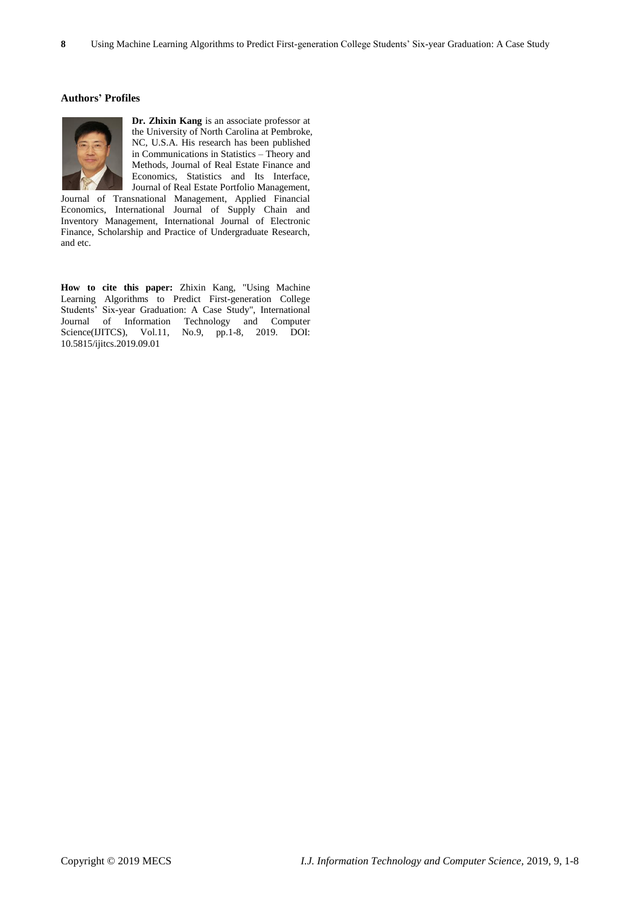**Authors' Profiles**

**Dr. Zhixin Kang** is an associate professor at the University of North Carolina at Pembroke, NC, U.S.A. His research has been published in Communications in Statistics – Theory and Methods, Journal of Real Estate Finance and Economics, Statistics and Its Interface, Journal of Real Estate Portfolio Management, Journal of Transnational Management, Applied Financial Economics, International Journal of Supply Chain and Inventory Management, International Journal of Electronic Finance, Scholarship and Practice of Undergraduate Research, and etc.

**How to cite this paper:** Zhixin Kang, "Using Machine Learning Algorithms to Predict First-generation College Students' Six-year Graduation: A Case Study", International Journal of Information Technology and Computer Science(IJITCS), Vol.11, No.9, pp.1-8, 2019. DOI: 10.5815/ijitcs.2019.09.01